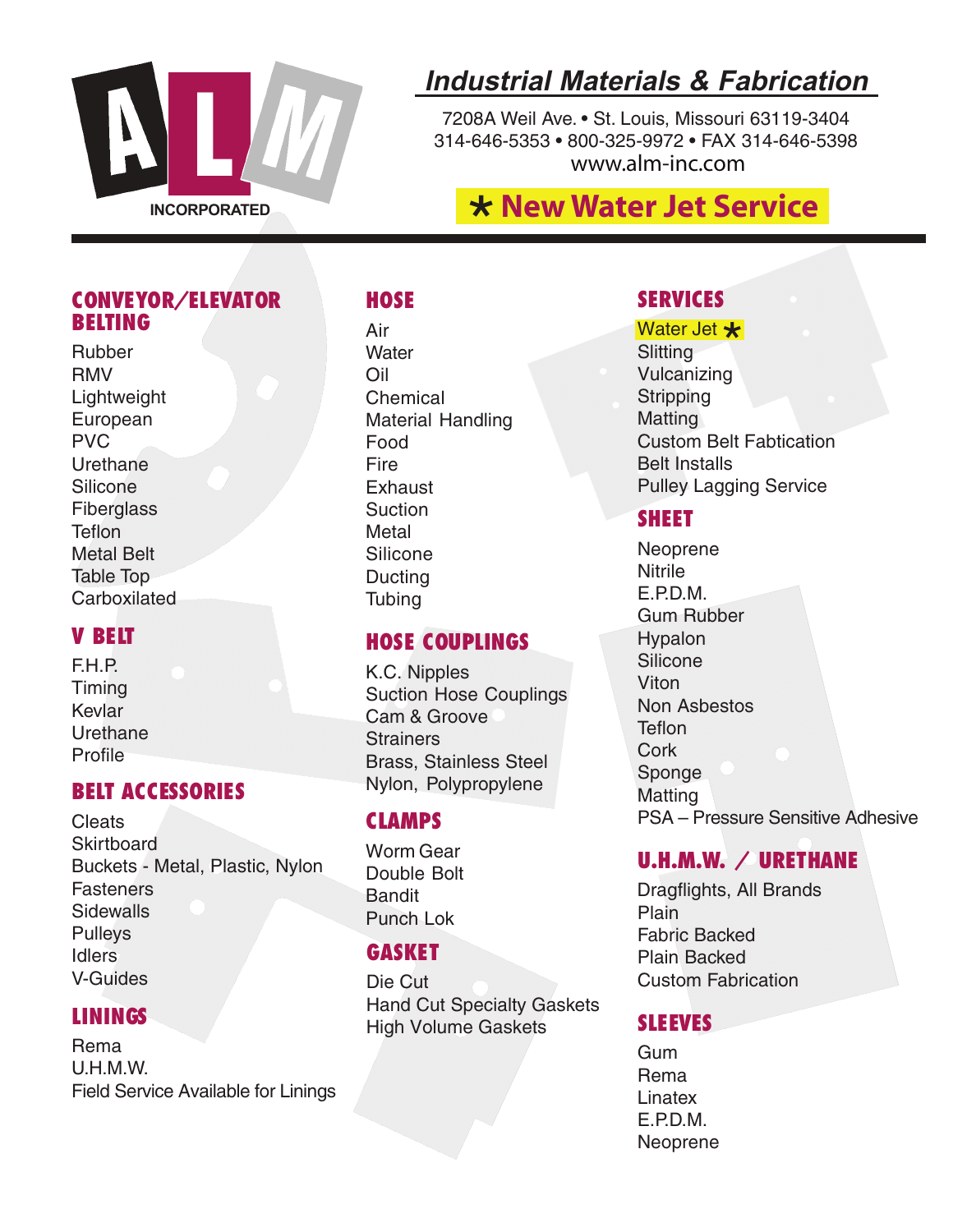# ALM INCORPORATED

## *Industrial Materials & Fabrication*

7208A Weil Ave. • St. Louis, Missouri 63119-3404
314-646-5353 • 800-325-9972 • FAX 314-646-5398
www.alm-inc.com

**\* New Water Jet Service**

---

## CONVEYOR/ELEVATOR BELTING

Rubber
RMV
Lightweight
European
PVC
Urethane
Silicone
Fiberglass
Teflon
Metal Belt
Table Top
Carboxilated

## V BELT

F.H.P.
Timing
Kevlar
Urethane
Profile

## BELT ACCESSORIES

Cleats
Skirtboard
Buckets - Metal, Plastic, Nylon
Fasteners
Sidewalls
Pulleys
Idlers
V-Guides

## LININGS

Rema
U.H.M.W.
Field Service Available for Linings

## HOSE

Air
Water
Oil
Chemical
Material Handling
Food
Fire
Exhaust
Suction
Metal
Silicone
Ducting
Tubing

## HOSE COUPLINGS

K.C. Nipples
Suction Hose Couplings
Cam & Groove
Strainers
Brass, Stainless Steel
Nylon, Polypropylene

## CLAMPS

Worm Gear
Double Bolt
Bandit
Punch Lok

## GASKET

Die Cut
Hand Cut Specialty Gaskets
High Volume Gaskets

## SERVICES

Water Jet *
Slitting
Vulcanizing
Stripping
Matting
Custom Belt Fabtication
Belt Installs
Pulley Lagging Service

## SHEET

Neoprene
Nitrile
E.P.D.M.
Gum Rubber
Hypalon
Silicone
Viton
Non Asbestos
Teflon
Cork
Sponge
Matting
PSA – Pressure Sensitive Adhesive

## U.H.M.W. / URETHANE

Dragflights, All Brands
Plain
Fabric Backed
Plain Backed
Custom Fabrication

## SLEEVES

Gum
Rema
Linatex
E.P.D.M.
Neoprene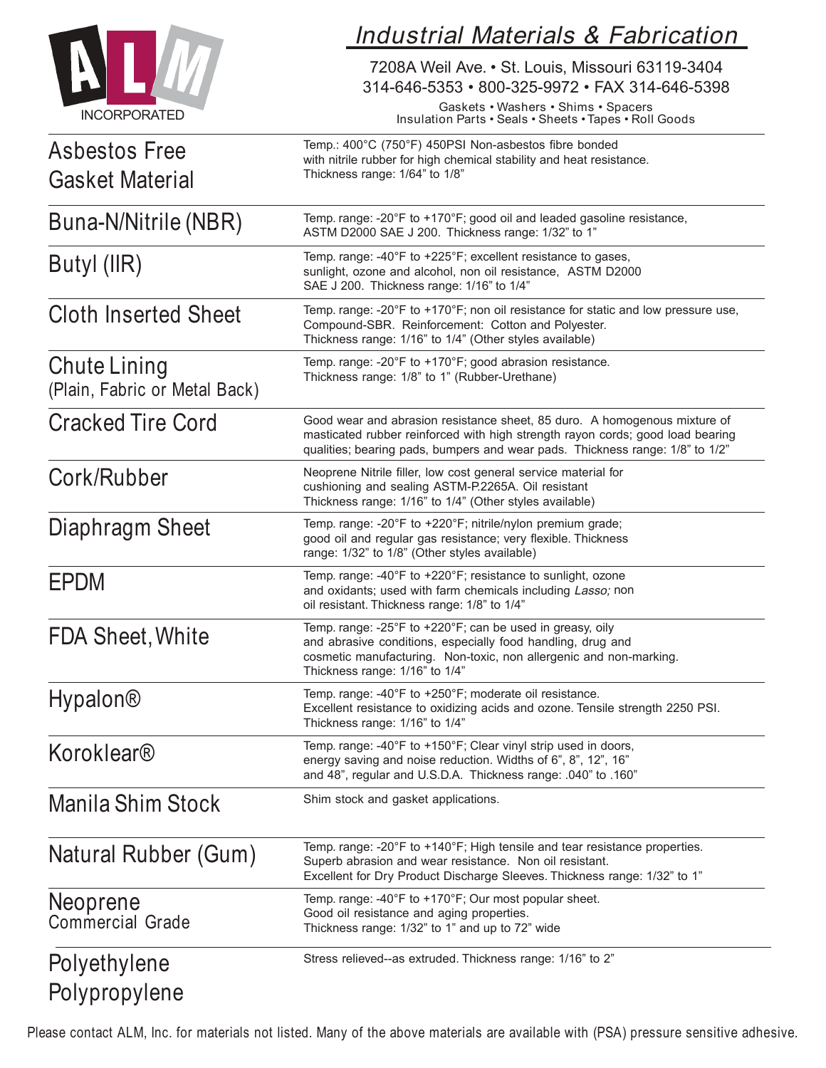# Industrial Materials & Fabrication

ALM INCORPORATED

7208A Weil Ave. • St. Louis, Missouri 63119-3404
314-646-5353 • 800-325-9972 • FAX 314-646-5398

Gaskets • Washers • Shims • Spacers
Insulation Parts • Seals • Sheets • Tapes • Roll Goods

| Material | Description |
|---|---|
| Asbestos Free Gasket Material | Temp.: 400°C (750°F) 450PSI Non-asbestos fibre bonded with nitrile rubber for high chemical stability and heat resistance. Thickness range: 1/64" to 1/8" |
| Buna-N/Nitrile (NBR) | Temp. range: -20°F to +170°F; good oil and leaded gasoline resistance, ASTM D2000 SAE J 200. Thickness range: 1/32" to 1" |
| Butyl (IIR) | Temp. range: -40°F to +225°F; excellent resistance to gases, sunlight, ozone and alcohol, non oil resistance, ASTM D2000 SAE J 200. Thickness range: 1/16" to 1/4" |
| Cloth Inserted Sheet | Temp. range: -20°F to +170°F; non oil resistance for static and low pressure use, Compound-SBR. Reinforcement: Cotton and Polyester. Thickness range: 1/16" to 1/4" (Other styles available) |
| Chute Lining (Plain, Fabric or Metal Back) | Temp. range: -20°F to +170°F; good abrasion resistance. Thickness range: 1/8" to 1" (Rubber-Urethane) |
| Cracked Tire Cord | Good wear and abrasion resistance sheet, 85 duro. A homogenous mixture of masticated rubber reinforced with high strength rayon cords; good load bearing qualities; bearing pads, bumpers and wear pads. Thickness range: 1/8" to 1/2" |
| Cork/Rubber | Neoprene Nitrile filler, low cost general service material for cushioning and sealing ASTM-P.2265A. Oil resistant Thickness range: 1/16" to 1/4" (Other styles available) |
| Diaphragm Sheet | Temp. range: -20°F to +220°F; nitrile/nylon premium grade; good oil and regular gas resistance; very flexible. Thickness range: 1/32" to 1/8" (Other styles available) |
| EPDM | Temp. range: -40°F to +220°F; resistance to sunlight, ozone and oxidants; used with farm chemicals including *Lasso;* non oil resistant. Thickness range: 1/8" to 1/4" |
| FDA Sheet, White | Temp. range: -25°F to +220°F; can be used in greasy, oily and abrasive conditions, especially food handling, drug and cosmetic manufacturing. Non-toxic, non allergenic and non-marking. Thickness range: 1/16" to 1/4" |
| Hypalon® | Temp. range: -40°F to +250°F; moderate oil resistance. Excellent resistance to oxidizing acids and ozone. Tensile strength 2250 PSI. Thickness range: 1/16" to 1/4" |
| Koroklear® | Temp. range: -40°F to +150°F; Clear vinyl strip used in doors, energy saving and noise reduction. Widths of 6", 8", 12", 16" and 48", regular and U.S.D.A. Thickness range: .040" to .160" |
| Manila Shim Stock | Shim stock and gasket applications. |
| Natural Rubber (Gum) | Temp. range: -20°F to +140°F; High tensile and tear resistance properties. Superb abrasion and wear resistance. Non oil resistant. Excellent for Dry Product Discharge Sleeves. Thickness range: 1/32" to 1" |
| Neoprene Commercial Grade | Temp. range: -40°F to +170°F; Our most popular sheet. Good oil resistance and aging properties. Thickness range: 1/32" to 1" and up to 72" wide |
| Polyethylene Polypropylene | Stress relieved--as extruded. Thickness range: 1/16" to 2" |

Please contact ALM, Inc. for materials not listed. Many of the above materials are available with (PSA) pressure sensitive adhesive.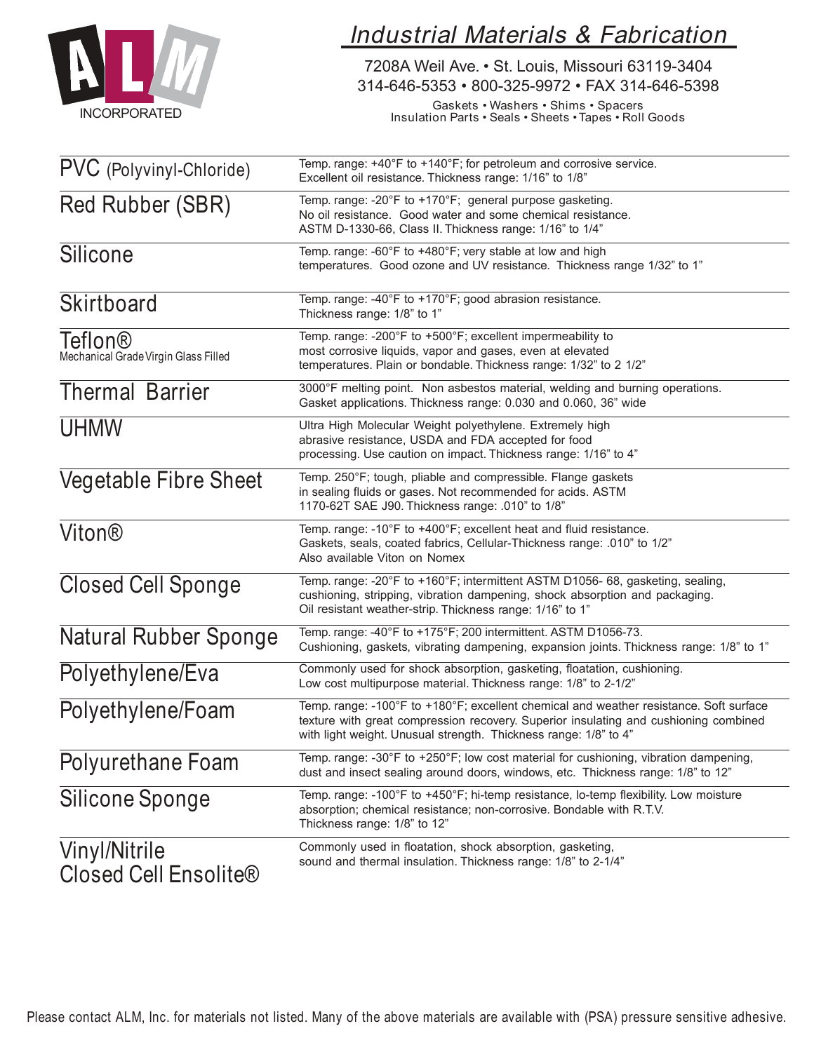ALM INCORPORATED

# Industrial Materials & Fabrication

7208A Weil Ave. • St. Louis, Missouri 63119-3404
314-646-5353 • 800-325-9972 • FAX 314-646-5398

Gaskets • Washers • Shims • Spacers
Insulation Parts • Seals • Sheets • Tapes • Roll Goods

| Material | Description |
|---|---|
| PVC (Polyvinyl-Chloride) | Temp. range: +40°F to +140°F; for petroleum and corrosive service. Excellent oil resistance. Thickness range: 1/16" to 1/8" |
| Red Rubber (SBR) | Temp. range: -20°F to +170°F; general purpose gasketing. No oil resistance. Good water and some chemical resistance. ASTM D-1330-66, Class II. Thickness range: 1/16" to 1/4" |
| Silicone | Temp. range: -60°F to +480°F; very stable at low and high temperatures. Good ozone and UV resistance. Thickness range 1/32" to 1" |
| Skirtboard | Temp. range: -40°F to +170°F; good abrasion resistance. Thickness range: 1/8" to 1" |
| Teflon® Mechanical Grade Virgin Glass Filled | Temp. range: -200°F to +500°F; excellent impermeability to most corrosive liquids, vapor and gases, even at elevated temperatures. Plain or bondable. Thickness range: 1/32" to 2 1/2" |
| Thermal Barrier | 3000°F melting point. Non asbestos material, welding and burning operations. Gasket applications. Thickness range: 0.030 and 0.060, 36" wide |
| UHMW | Ultra High Molecular Weight polyethylene. Extremely high abrasive resistance, USDA and FDA accepted for food processing. Use caution on impact. Thickness range: 1/16" to 4" |
| Vegetable Fibre Sheet | Temp. 250°F; tough, pliable and compressible. Flange gaskets in sealing fluids or gases. Not recommended for acids. ASTM 1170-62T SAE J90. Thickness range: .010" to 1/8" |
| Viton® | Temp. range: -10°F to +400°F; excellent heat and fluid resistance. Gaskets, seals, coated fabrics, Cellular-Thickness range: .010" to 1/2" Also available Viton on Nomex |
| Closed Cell Sponge | Temp. range: -20°F to +160°F; intermittent ASTM D1056- 68, gasketing, sealing, cushioning, stripping, vibration dampening, shock absorption and packaging. Oil resistant weather-strip. Thickness range: 1/16" to 1" |
| Natural Rubber Sponge | Temp. range: -40°F to +175°F; 200 intermittent. ASTM D1056-73. Cushioning, gaskets, vibrating dampening, expansion joints. Thickness range: 1/8" to 1" |
| Polyethylene/Eva | Commonly used for shock absorption, gasketing, floatation, cushioning. Low cost multipurpose material. Thickness range: 1/8" to 2-1/2" |
| Polyethylene/Foam | Temp. range: -100°F to +180°F; excellent chemical and weather resistance. Soft surface texture with great compression recovery. Superior insulating and cushioning combined with light weight. Unusual strength. Thickness range: 1/8" to 4" |
| Polyurethane Foam | Temp. range: -30°F to +250°F; low cost material for cushioning, vibration dampening, dust and insect sealing around doors, windows, etc. Thickness range: 1/8" to 12" |
| Silicone Sponge | Temp. range: -100°F to +450°F; hi-temp resistance, lo-temp flexibility. Low moisture absorption; chemical resistance; non-corrosive. Bondable with R.T.V. Thickness range: 1/8" to 12" |
| Vinyl/Nitrile Closed Cell Ensolite® | Commonly used in floatation, shock absorption, gasketing, sound and thermal insulation. Thickness range: 1/8" to 2-1/4" |

Please contact ALM, Inc. for materials not listed. Many of the above materials are available with (PSA) pressure sensitive adhesive.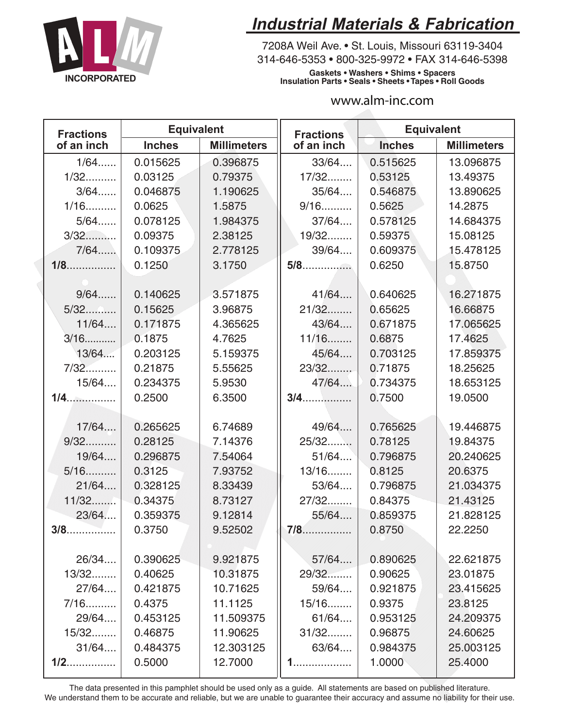# Industrial Materials & Fabrication

ALM INCORPORATED

7208A Weil Ave. • St. Louis, Missouri 63119-3404
314-646-5353 • 800-325-9972 • FAX 314-646-5398

**Gaskets • Washers • Shims • Spacers**
**Insulation Parts • Seals • Sheets • Tapes • Roll Goods**

www.alm-inc.com

| Fractions of an inch | Equivalent | | Fractions of an inch | Equivalent | |
|---|---|---|---|---|---|
| | Inches | Millimeters | | Inches | Millimeters |
| 1/64...... | 0.015625 | 0.396875 | 33/64.... | 0.515625 | 13.096875 |
| 1/32.......... | 0.03125 | 0.79375 | 17/32........ | 0.53125 | 13.49375 |
| 3/64...... | 0.046875 | 1.190625 | 35/64.... | 0.546875 | 13.890625 |
| 1/16.......... | 0.0625 | 1.5875 | 9/16.......... | 0.5625 | 14.2875 |
| 5/64...... | 0.078125 | 1.984375 | 37/64.... | 0.578125 | 14.684375 |
| 3/32.......... | 0.09375 | 2.38125 | 19/32........ | 0.59375 | 15.08125 |
| 7/64...... | 0.109375 | 2.778125 | 39/64.... | 0.609375 | 15.478125 |
| **1/8**............... | 0.1250 | 3.1750 | **5/8**............... | 0.6250 | 15.8750 |
| 9/64...... | 0.140625 | 3.571875 | 41/64.... | 0.640625 | 16.271875 |
| 5/32.......... | 0.15625 | 3.96875 | 21/32........ | 0.65625 | 16.66875 |
| 11/64.... | 0.171875 | 4.365625 | 43/64.... | 0.671875 | 17.065625 |
| 3/16.......... | 0.1875 | 4.7625 | 11/16........ | 0.6875 | 17.4625 |
| 13/64.... | 0.203125 | 5.159375 | 45/64.... | 0.703125 | 17.859375 |
| 7/32.......... | 0.21875 | 5.55625 | 23/32........ | 0.71875 | 18.25625 |
| 15/64.... | 0.234375 | 5.9530 | 47/64.... | 0.734375 | 18.653125 |
| **1/4**............... | 0.2500 | 6.3500 | **3/4**............... | 0.7500 | 19.0500 |
| 17/64.... | 0.265625 | 6.74689 | 49/64.... | 0.765625 | 19.446875 |
| 9/32.......... | 0.28125 | 7.14376 | 25/32........ | 0.78125 | 19.84375 |
| 19/64.... | 0.296875 | 7.54064 | 51/64.... | 0.796875 | 20.240625 |
| 5/16.......... | 0.3125 | 7.93752 | 13/16........ | 0.8125 | 20.6375 |
| 21/64.... | 0.328125 | 8.33439 | 53/64.... | 0.796875 | 21.034375 |
| 11/32........ | 0.34375 | 8.73127 | 27/32........ | 0.84375 | 21.43125 |
| 23/64.... | 0.359375 | 9.12814 | 55/64.... | 0.859375 | 21.828125 |
| **3/8**............... | 0.3750 | 9.52502 | **7/8**............... | 0.8750 | 22.2250 |
| 26/34.... | 0.390625 | 9.921875 | 57/64.... | 0.890625 | 22.621875 |
| 13/32........ | 0.40625 | 10.31875 | 29/32........ | 0.90625 | 23.01875 |
| 27/64.... | 0.421875 | 10.71625 | 59/64.... | 0.921875 | 23.415625 |
| 7/16.......... | 0.4375 | 11.1125 | 15/16........ | 0.9375 | 23.8125 |
| 29/64.... | 0.453125 | 11.509375 | 61/64.... | 0.953125 | 24.209375 |
| 15/32........ | 0.46875 | 11.90625 | 31/32........ | 0.96875 | 24.60625 |
| 31/64.... | 0.484375 | 12.303125 | 63/64.... | 0.984375 | 25.003125 |
| **1/2**............... | 0.5000 | 12.7000 | **1**.................. | 1.0000 | 25.4000 |

The data presented in this pamphlet should be used only as a guide. All statements are based on published literature. We understand them to be accurate and reliable, but we are unable to guarantee their accuracy and assume no liability for their use.